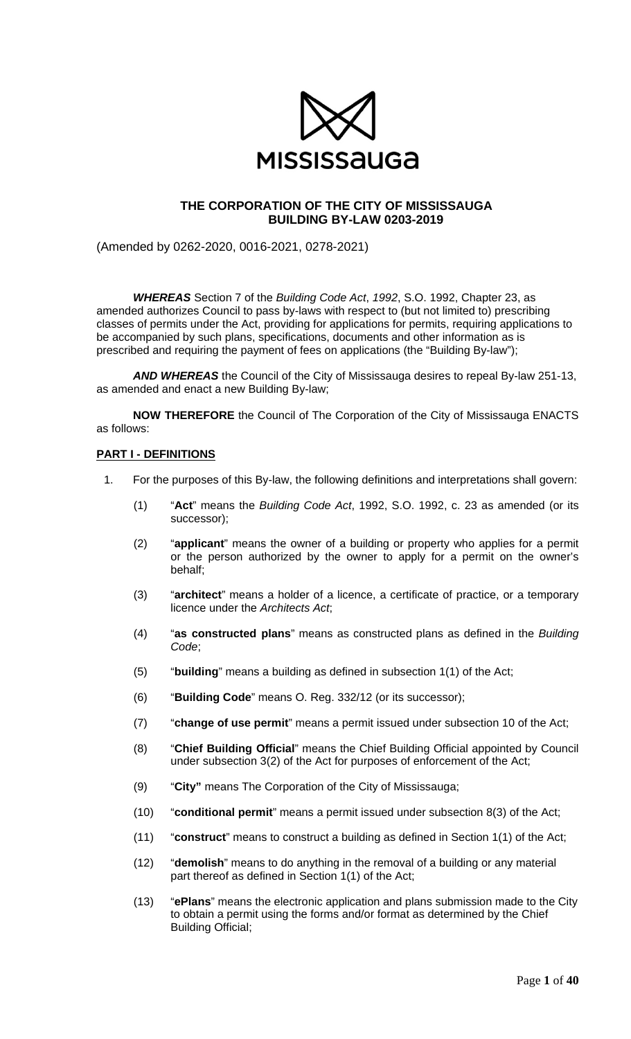MISSISSAUGA

**THE CORPORATION OF THE CITY OF MISSISSAUGA**
**BUILDING BY-LAW 0203-2019**

(Amended by 0262-2020, 0016-2021, 0278-2021)

***WHEREAS*** Section 7 of the *Building Code Act*, *1992*, S.O. 1992, Chapter 23, as amended authorizes Council to pass by-laws with respect to (but not limited to) prescribing classes of permits under the Act, providing for applications for permits, requiring applications to be accompanied by such plans, specifications, documents and other information as is prescribed and requiring the payment of fees on applications (the "Building By-law");

***AND WHEREAS*** the Council of the City of Mississauga desires to repeal By-law 251-13, as amended and enact a new Building By-law;

**NOW THEREFORE** the Council of The Corporation of the City of Mississauga ENACTS as follows:

## PART I - DEFINITIONS

1. For the purposes of this By-law, the following definitions and interpretations shall govern:

    (1) "**Act**" means the *Building Code Act*, 1992, S.O. 1992, c. 23 as amended (or its successor);

    (2) "**applicant**" means the owner of a building or property who applies for a permit or the person authorized by the owner to apply for a permit on the owner's behalf;

    (3) "**architect**" means a holder of a licence, a certificate of practice, or a temporary licence under the *Architects Act*;

    (4) "**as constructed plans**" means as constructed plans as defined in the *Building Code*;

    (5) "**building**" means a building as defined in subsection 1(1) of the Act;

    (6) "**Building Code**" means O. Reg. 332/12 (or its successor);

    (7) "**change of use permit**" means a permit issued under subsection 10 of the Act;

    (8) "**Chief Building Official**" means the Chief Building Official appointed by Council under subsection 3(2) of the Act for purposes of enforcement of the Act;

    (9) "**City"** means The Corporation of the City of Mississauga;

    (10) "**conditional permit**" means a permit issued under subsection 8(3) of the Act;

    (11) "**construct**" means to construct a building as defined in Section 1(1) of the Act;

    (12) "**demolish**" means to do anything in the removal of a building or any material part thereof as defined in Section 1(1) of the Act;

    (13) "**ePlans**" means the electronic application and plans submission made to the City to obtain a permit using the forms and/or format as determined by the Chief Building Official;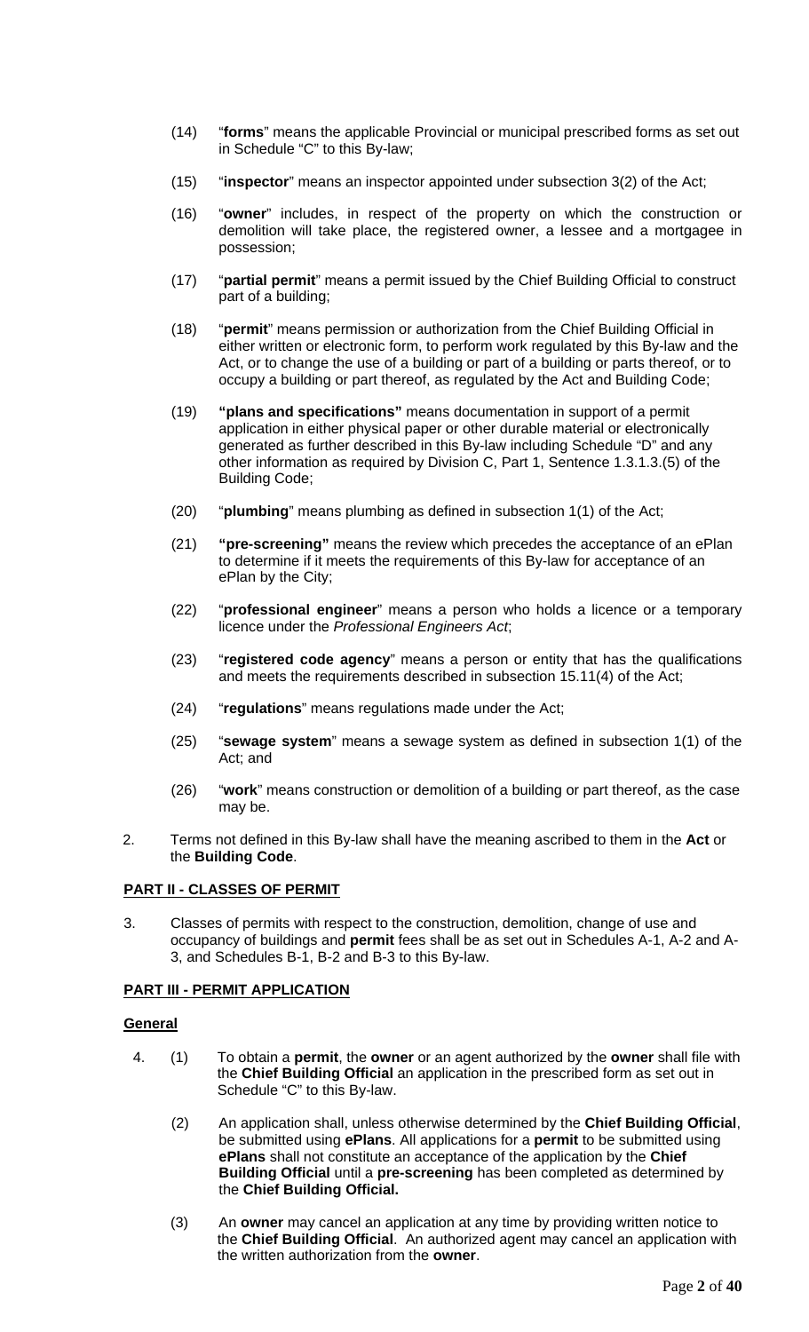(14) "**forms**" means the applicable Provincial or municipal prescribed forms as set out in Schedule "C" to this By-law;

(15) "**inspector**" means an inspector appointed under subsection 3(2) of the Act;

(16) "**owner**" includes, in respect of the property on which the construction or demolition will take place, the registered owner, a lessee and a mortgagee in possession;

(17) "**partial permit**" means a permit issued by the Chief Building Official to construct part of a building;

(18) "**permit**" means permission or authorization from the Chief Building Official in either written or electronic form, to perform work regulated by this By-law and the Act, or to change the use of a building or part of a building or parts thereof, or to occupy a building or part thereof, as regulated by the Act and Building Code;

(19) **"plans and specifications"** means documentation in support of a permit application in either physical paper or other durable material or electronically generated as further described in this By-law including Schedule "D" and any other information as required by Division C, Part 1, Sentence 1.3.1.3.(5) of the Building Code;

(20) "**plumbing**" means plumbing as defined in subsection 1(1) of the Act;

(21) **"pre-screening"** means the review which precedes the acceptance of an ePlan to determine if it meets the requirements of this By-law for acceptance of an ePlan by the City;

(22) "**professional engineer**" means a person who holds a licence or a temporary licence under the *Professional Engineers Act*;

(23) "**registered code agency**" means a person or entity that has the qualifications and meets the requirements described in subsection 15.11(4) of the Act;

(24) "**regulations**" means regulations made under the Act;

(25) "**sewage system**" means a sewage system as defined in subsection 1(1) of the Act; and

(26) "**work**" means construction or demolition of a building or part thereof, as the case may be.

2. Terms not defined in this By-law shall have the meaning ascribed to them in the **Act** or the **Building Code**.

## PART II - CLASSES OF PERMIT

3. Classes of permits with respect to the construction, demolition, change of use and occupancy of buildings and **permit** fees shall be as set out in Schedules A-1, A-2 and A-3, and Schedules B-1, B-2 and B-3 to this By-law.

## PART III - PERMIT APPLICATION

### General

4. (1) To obtain a **permit**, the **owner** or an agent authorized by the **owner** shall file with the **Chief Building Official** an application in the prescribed form as set out in Schedule "C" to this By-law.

(2) An application shall, unless otherwise determined by the **Chief Building Official**, be submitted using **ePlans**. All applications for a **permit** to be submitted using **ePlans** shall not constitute an acceptance of the application by the **Chief Building Official** until a **pre-screening** has been completed as determined by the **Chief Building Official.**

(3) An **owner** may cancel an application at any time by providing written notice to the **Chief Building Official**. An authorized agent may cancel an application with the written authorization from the **owner**.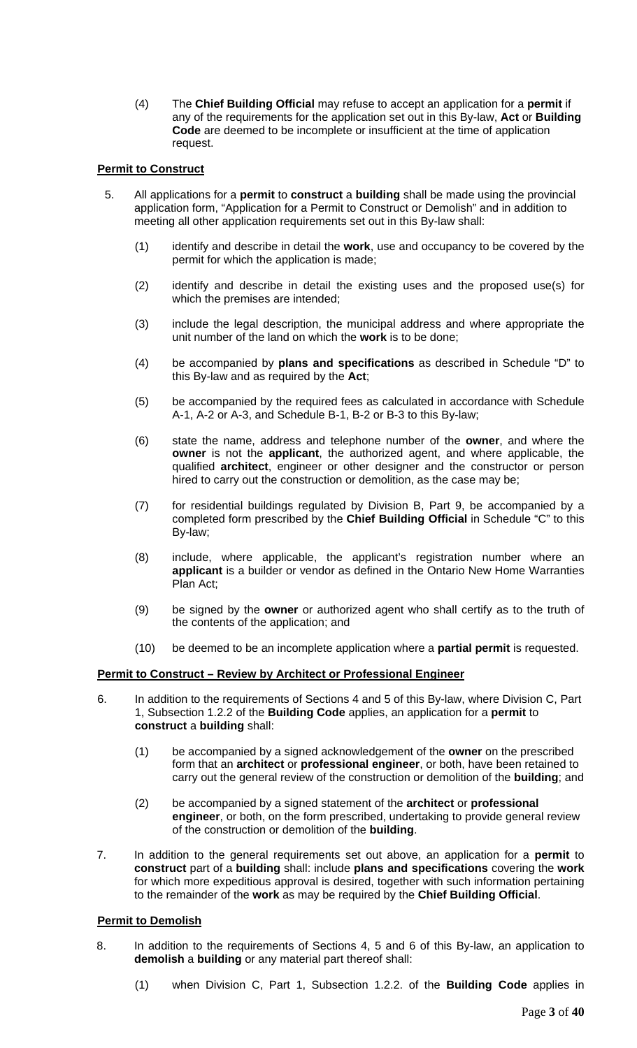(4) The **Chief Building Official** may refuse to accept an application for a **permit** if any of the requirements for the application set out in this By-law, **Act** or **Building Code** are deemed to be incomplete or insufficient at the time of application request.

**Permit to Construct**

5. All applications for a **permit** to **construct** a **building** shall be made using the provincial application form, "Application for a Permit to Construct or Demolish" and in addition to meeting all other application requirements set out in this By-law shall:

   (1) identify and describe in detail the **work**, use and occupancy to be covered by the permit for which the application is made;

   (2) identify and describe in detail the existing uses and the proposed use(s) for which the premises are intended;

   (3) include the legal description, the municipal address and where appropriate the unit number of the land on which the **work** is to be done;

   (4) be accompanied by **plans and specifications** as described in Schedule "D" to this By-law and as required by the **Act**;

   (5) be accompanied by the required fees as calculated in accordance with Schedule A-1, A-2 or A-3, and Schedule B-1, B-2 or B-3 to this By-law;

   (6) state the name, address and telephone number of the **owner**, and where the **owner** is not the **applicant**, the authorized agent, and where applicable, the qualified **architect**, engineer or other designer and the constructor or person hired to carry out the construction or demolition, as the case may be;

   (7) for residential buildings regulated by Division B, Part 9, be accompanied by a completed form prescribed by the **Chief Building Official** in Schedule "C" to this By-law;

   (8) include, where applicable, the applicant's registration number where an **applicant** is a builder or vendor as defined in the Ontario New Home Warranties Plan Act;

   (9) be signed by the **owner** or authorized agent who shall certify as to the truth of the contents of the application; and

   (10) be deemed to be an incomplete application where a **partial permit** is requested.

**Permit to Construct – Review by Architect or Professional Engineer**

6. In addition to the requirements of Sections 4 and 5 of this By-law, where Division C, Part 1, Subsection 1.2.2 of the **Building Code** applies, an application for a **permit** to **construct** a **building** shall:

   (1) be accompanied by a signed acknowledgement of the **owner** on the prescribed form that an **architect** or **professional engineer**, or both, have been retained to carry out the general review of the construction or demolition of the **building**; and

   (2) be accompanied by a signed statement of the **architect** or **professional engineer**, or both, on the form prescribed, undertaking to provide general review of the construction or demolition of the **building**.

7. In addition to the general requirements set out above, an application for a **permit** to **construct** part of a **building** shall: include **plans and specifications** covering the **work** for which more expeditious approval is desired, together with such information pertaining to the remainder of the **work** as may be required by the **Chief Building Official**.

**Permit to Demolish**

8. In addition to the requirements of Sections 4, 5 and 6 of this By-law, an application to **demolish** a **building** or any material part thereof shall:

   (1) when Division C, Part 1, Subsection 1.2.2. of the **Building Code** applies in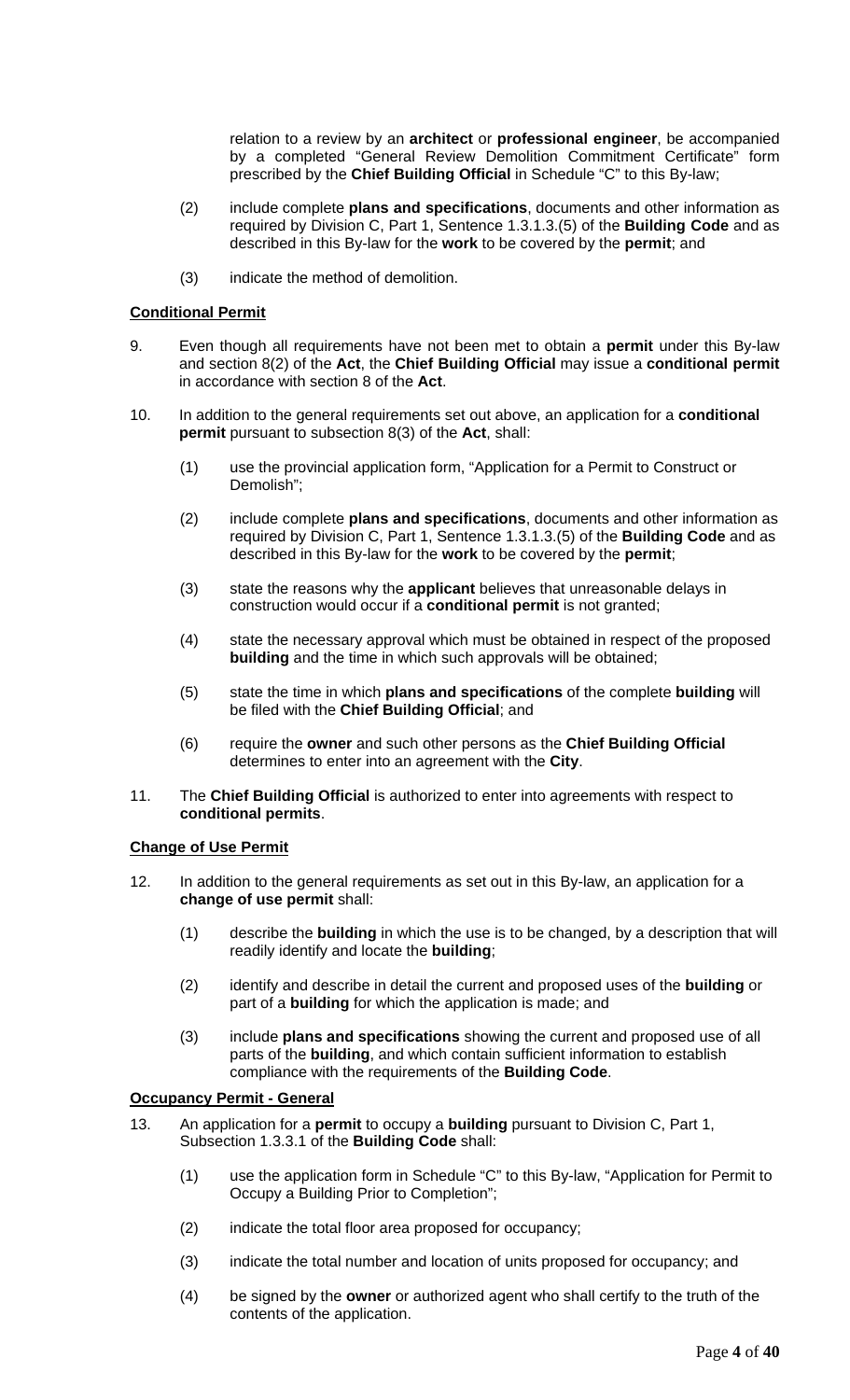relation to a review by an **architect** or **professional engineer**, be accompanied by a completed "General Review Demolition Commitment Certificate" form prescribed by the **Chief Building Official** in Schedule "C" to this By-law;

(2) include complete **plans and specifications**, documents and other information as required by Division C, Part 1, Sentence 1.3.1.3.(5) of the **Building Code** and as described in this By-law for the **work** to be covered by the **permit**; and

(3) indicate the method of demolition.

**Conditional Permit**

9. Even though all requirements have not been met to obtain a **permit** under this By-law and section 8(2) of the **Act**, the **Chief Building Official** may issue a **conditional permit** in accordance with section 8 of the **Act**.

10. In addition to the general requirements set out above, an application for a **conditional permit** pursuant to subsection 8(3) of the **Act**, shall:

(1) use the provincial application form, "Application for a Permit to Construct or Demolish";

(2) include complete **plans and specifications**, documents and other information as required by Division C, Part 1, Sentence 1.3.1.3.(5) of the **Building Code** and as described in this By-law for the **work** to be covered by the **permit**;

(3) state the reasons why the **applicant** believes that unreasonable delays in construction would occur if a **conditional permit** is not granted;

(4) state the necessary approval which must be obtained in respect of the proposed **building** and the time in which such approvals will be obtained;

(5) state the time in which **plans and specifications** of the complete **building** will be filed with the **Chief Building Official**; and

(6) require the **owner** and such other persons as the **Chief Building Official** determines to enter into an agreement with the **City**.

11. The **Chief Building Official** is authorized to enter into agreements with respect to **conditional permits**.

**Change of Use Permit**

12. In addition to the general requirements as set out in this By-law, an application for a **change of use permit** shall:

(1) describe the **building** in which the use is to be changed, by a description that will readily identify and locate the **building**;

(2) identify and describe in detail the current and proposed uses of the **building** or part of a **building** for which the application is made; and

(3) include **plans and specifications** showing the current and proposed use of all parts of the **building**, and which contain sufficient information to establish compliance with the requirements of the **Building Code**.

**Occupancy Permit - General**

13. An application for a **permit** to occupy a **building** pursuant to Division C, Part 1, Subsection 1.3.3.1 of the **Building Code** shall:

(1) use the application form in Schedule "C" to this By-law, "Application for Permit to Occupy a Building Prior to Completion";

(2) indicate the total floor area proposed for occupancy;

(3) indicate the total number and location of units proposed for occupancy; and

(4) be signed by the **owner** or authorized agent who shall certify to the truth of the contents of the application.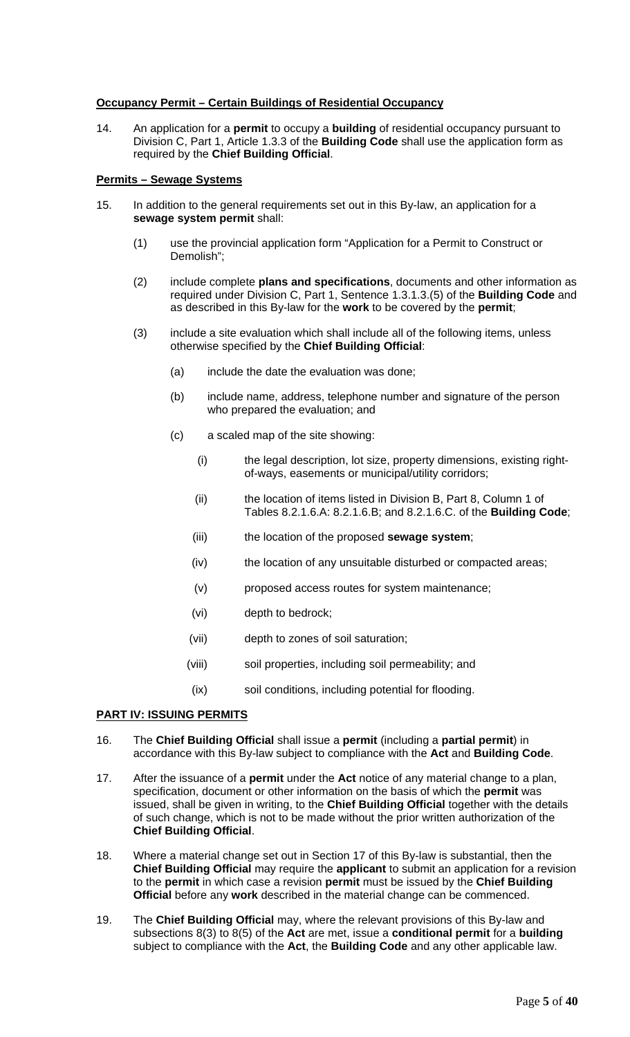**Occupancy Permit – Certain Buildings of Residential Occupancy**

14. An application for a **permit** to occupy a **building** of residential occupancy pursuant to Division C, Part 1, Article 1.3.3 of the **Building Code** shall use the application form as required by the **Chief Building Official**.

**Permits – Sewage Systems**

15. In addition to the general requirements set out in this By-law, an application for a **sewage system permit** shall:

   (1) use the provincial application form "Application for a Permit to Construct or Demolish";

   (2) include complete **plans and specifications**, documents and other information as required under Division C, Part 1, Sentence 1.3.1.3.(5) of the **Building Code** and as described in this By-law for the **work** to be covered by the **permit**;

   (3) include a site evaluation which shall include all of the following items, unless otherwise specified by the **Chief Building Official**:

      (a) include the date the evaluation was done;

      (b) include name, address, telephone number and signature of the person who prepared the evaluation; and

      (c) a scaled map of the site showing:

         (i) the legal description, lot size, property dimensions, existing right-of-ways, easements or municipal/utility corridors;

         (ii) the location of items listed in Division B, Part 8, Column 1 of Tables 8.2.1.6.A: 8.2.1.6.B; and 8.2.1.6.C. of the **Building Code**;

         (iii) the location of the proposed **sewage system**;

         (iv) the location of any unsuitable disturbed or compacted areas;

         (v) proposed access routes for system maintenance;

         (vi) depth to bedrock;

         (vii) depth to zones of soil saturation;

         (viii) soil properties, including soil permeability; and

         (ix) soil conditions, including potential for flooding.

**PART IV: ISSUING PERMITS**

16. The **Chief Building Official** shall issue a **permit** (including a **partial permit**) in accordance with this By-law subject to compliance with the **Act** and **Building Code**.

17. After the issuance of a **permit** under the **Act** notice of any material change to a plan, specification, document or other information on the basis of which the **permit** was issued, shall be given in writing, to the **Chief Building Official** together with the details of such change, which is not to be made without the prior written authorization of the **Chief Building Official**.

18. Where a material change set out in Section 17 of this By-law is substantial, then the **Chief Building Official** may require the **applicant** to submit an application for a revision to the **permit** in which case a revision **permit** must be issued by the **Chief Building Official** before any **work** described in the material change can be commenced.

19. The **Chief Building Official** may, where the relevant provisions of this By-law and subsections 8(3) to 8(5) of the **Act** are met, issue a **conditional permit** for a **building** subject to compliance with the **Act**, the **Building Code** and any other applicable law.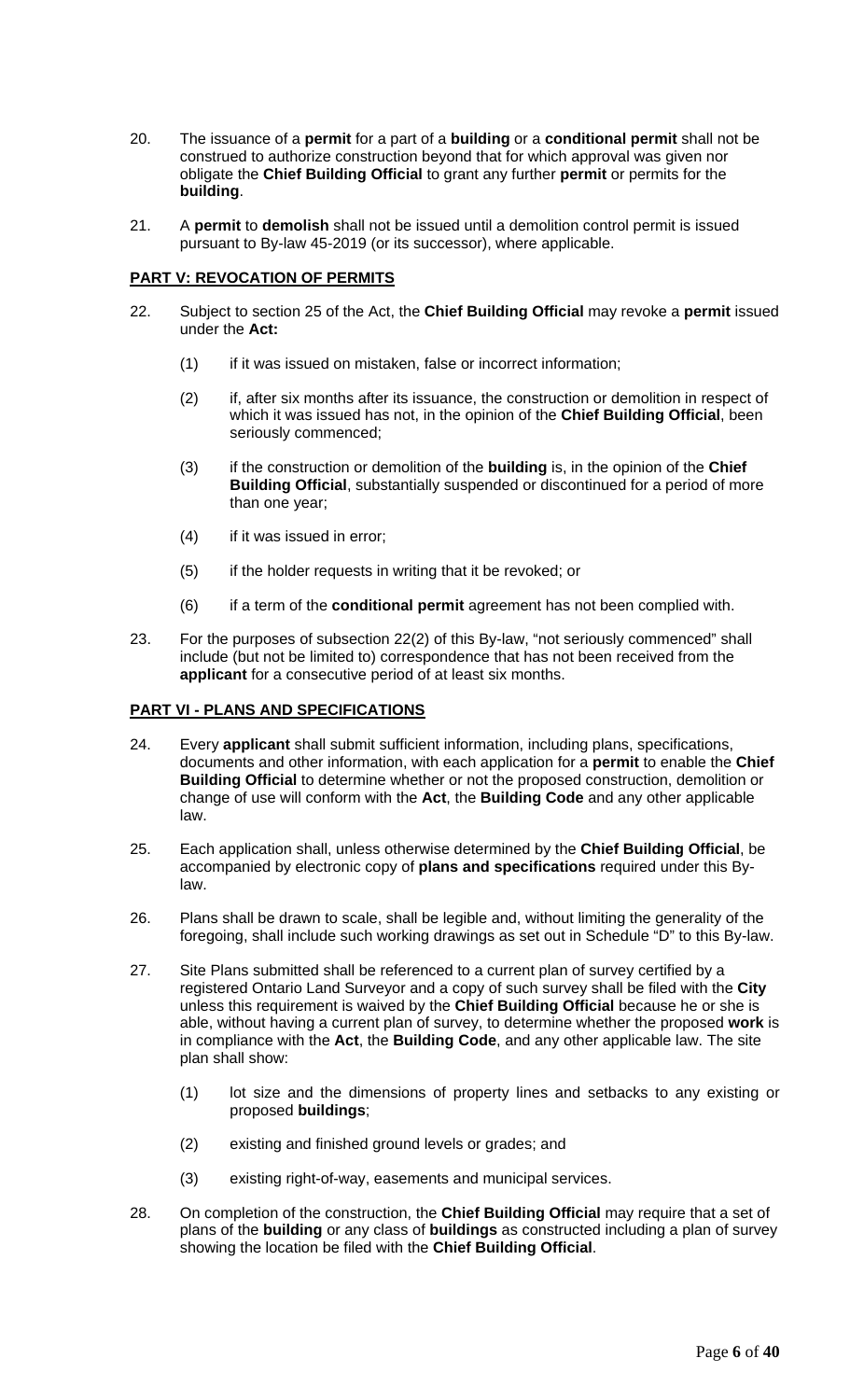20. The issuance of a **permit** for a part of a **building** or a **conditional permit** shall not be construed to authorize construction beyond that for which approval was given nor obligate the **Chief Building Official** to grant any further **permit** or permits for the **building**.

21. A **permit** to **demolish** shall not be issued until a demolition control permit is issued pursuant to By-law 45-2019 (or its successor), where applicable.

## PART V: REVOCATION OF PERMITS

22. Subject to section 25 of the Act, the **Chief Building Official** may revoke a **permit** issued under the **Act:**

    (1) if it was issued on mistaken, false or incorrect information;

    (2) if, after six months after its issuance, the construction or demolition in respect of which it was issued has not, in the opinion of the **Chief Building Official**, been seriously commenced;

    (3) if the construction or demolition of the **building** is, in the opinion of the **Chief Building Official**, substantially suspended or discontinued for a period of more than one year;

    (4) if it was issued in error;

    (5) if the holder requests in writing that it be revoked; or

    (6) if a term of the **conditional permit** agreement has not been complied with.

23. For the purposes of subsection 22(2) of this By-law, "not seriously commenced" shall include (but not be limited to) correspondence that has not been received from the **applicant** for a consecutive period of at least six months.

## PART VI - PLANS AND SPECIFICATIONS

24. Every **applicant** shall submit sufficient information, including plans, specifications, documents and other information, with each application for a **permit** to enable the **Chief Building Official** to determine whether or not the proposed construction, demolition or change of use will conform with the **Act**, the **Building Code** and any other applicable law.

25. Each application shall, unless otherwise determined by the **Chief Building Official**, be accompanied by electronic copy of **plans and specifications** required under this By-law.

26. Plans shall be drawn to scale, shall be legible and, without limiting the generality of the foregoing, shall include such working drawings as set out in Schedule "D" to this By-law.

27. Site Plans submitted shall be referenced to a current plan of survey certified by a registered Ontario Land Surveyor and a copy of such survey shall be filed with the **City** unless this requirement is waived by the **Chief Building Official** because he or she is able, without having a current plan of survey, to determine whether the proposed **work** is in compliance with the **Act**, the **Building Code**, and any other applicable law. The site plan shall show:

    (1) lot size and the dimensions of property lines and setbacks to any existing or proposed **buildings**;

    (2) existing and finished ground levels or grades; and

    (3) existing right-of-way, easements and municipal services.

28. On completion of the construction, the **Chief Building Official** may require that a set of plans of the **building** or any class of **buildings** as constructed including a plan of survey showing the location be filed with the **Chief Building Official**.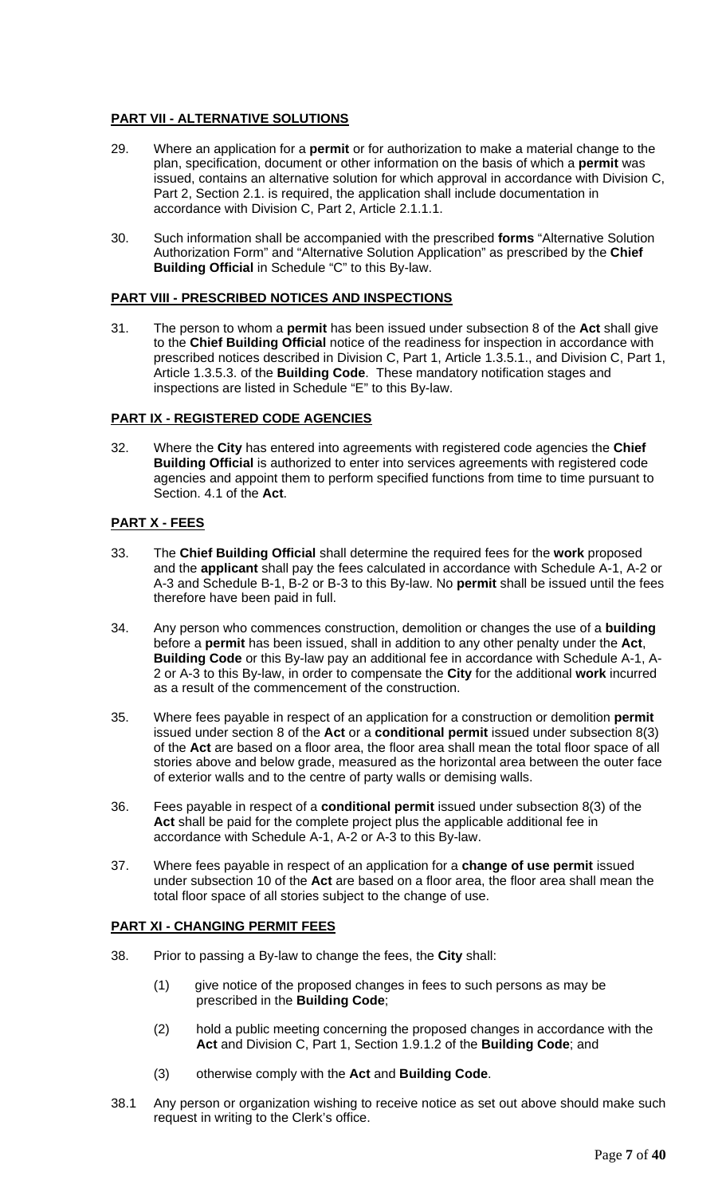## **PART VII - ALTERNATIVE SOLUTIONS**

29. Where an application for a **permit** or for authorization to make a material change to the plan, specification, document or other information on the basis of which a **permit** was issued, contains an alternative solution for which approval in accordance with Division C, Part 2, Section 2.1. is required, the application shall include documentation in accordance with Division C, Part 2, Article 2.1.1.1.

30. Such information shall be accompanied with the prescribed **forms** "Alternative Solution Authorization Form" and "Alternative Solution Application" as prescribed by the **Chief Building Official** in Schedule "C" to this By-law.

## **PART VIII - PRESCRIBED NOTICES AND INSPECTIONS**

31. The person to whom a **permit** has been issued under subsection 8 of the **Act** shall give to the **Chief Building Official** notice of the readiness for inspection in accordance with prescribed notices described in Division C, Part 1, Article 1.3.5.1., and Division C, Part 1, Article 1.3.5.3. of the **Building Code**. These mandatory notification stages and inspections are listed in Schedule "E" to this By-law.

## **PART IX - REGISTERED CODE AGENCIES**

32. Where the **City** has entered into agreements with registered code agencies the **Chief Building Official** is authorized to enter into services agreements with registered code agencies and appoint them to perform specified functions from time to time pursuant to Section. 4.1 of the **Act**.

## **PART X - FEES**

33. The **Chief Building Official** shall determine the required fees for the **work** proposed and the **applicant** shall pay the fees calculated in accordance with Schedule A-1, A-2 or A-3 and Schedule B-1, B-2 or B-3 to this By-law. No **permit** shall be issued until the fees therefore have been paid in full.

34. Any person who commences construction, demolition or changes the use of a **building** before a **permit** has been issued, shall in addition to any other penalty under the **Act**, **Building Code** or this By-law pay an additional fee in accordance with Schedule A-1, A-2 or A-3 to this By-law, in order to compensate the **City** for the additional **work** incurred as a result of the commencement of the construction.

35. Where fees payable in respect of an application for a construction or demolition **permit** issued under section 8 of the **Act** or a **conditional permit** issued under subsection 8(3) of the **Act** are based on a floor area, the floor area shall mean the total floor space of all stories above and below grade, measured as the horizontal area between the outer face of exterior walls and to the centre of party walls or demising walls.

36. Fees payable in respect of a **conditional permit** issued under subsection 8(3) of the **Act** shall be paid for the complete project plus the applicable additional fee in accordance with Schedule A-1, A-2 or A-3 to this By-law.

37. Where fees payable in respect of an application for a **change of use permit** issued under subsection 10 of the **Act** are based on a floor area, the floor area shall mean the total floor space of all stories subject to the change of use.

## **PART XI - CHANGING PERMIT FEES**

38. Prior to passing a By-law to change the fees, the **City** shall:

    (1) give notice of the proposed changes in fees to such persons as may be prescribed in the **Building Code**;

    (2) hold a public meeting concerning the proposed changes in accordance with the **Act** and Division C, Part 1, Section 1.9.1.2 of the **Building Code**; and

    (3) otherwise comply with the **Act** and **Building Code**.

38.1 Any person or organization wishing to receive notice as set out above should make such request in writing to the Clerk's office.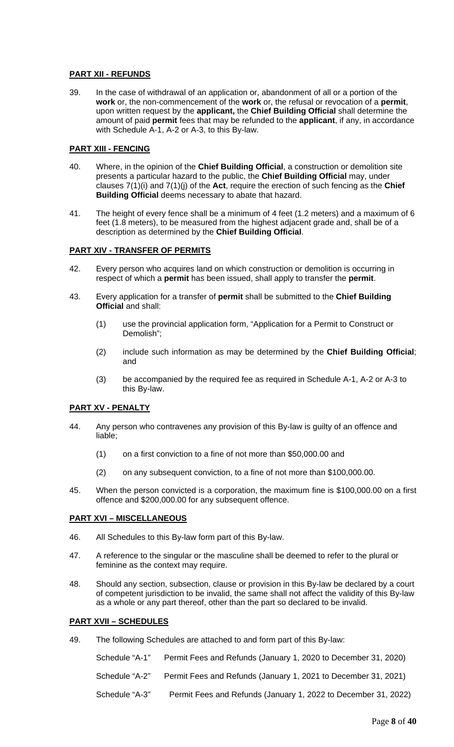**PART XII - REFUNDS**

39. In the case of withdrawal of an application or, abandonment of all or a portion of the **work** or, the non-commencement of the **work** or, the refusal or revocation of a **permit**, upon written request by the **applicant,** the **Chief Building Official** shall determine the amount of paid **permit** fees that may be refunded to the **applicant**, if any, in accordance with Schedule A-1, A-2 or A-3, to this By-law.

**PART XIII - FENCING**

40. Where, in the opinion of the **Chief Building Official**, a construction or demolition site presents a particular hazard to the public, the **Chief Building Official** may, under clauses 7(1)(i) and 7(1)(j) of the **Act**, require the erection of such fencing as the **Chief Building Official** deems necessary to abate that hazard.

41. The height of every fence shall be a minimum of 4 feet (1.2 meters) and a maximum of 6 feet (1.8 meters), to be measured from the highest adjacent grade and, shall be of a description as determined by the **Chief Building Official**.

**PART XIV - TRANSFER OF PERMITS**

42. Every person who acquires land on which construction or demolition is occurring in respect of which a **permit** has been issued, shall apply to transfer the **permit**.

43. Every application for a transfer of **permit** shall be submitted to the **Chief Building Official** and shall:

    (1) use the provincial application form, "Application for a Permit to Construct or Demolish";

    (2) include such information as may be determined by the **Chief Building Official**; and

    (3) be accompanied by the required fee as required in Schedule A-1, A-2 or A-3 to this By-law.

**PART XV - PENALTY**

44. Any person who contravenes any provision of this By-law is guilty of an offence and liable;

    (1) on a first conviction to a fine of not more than $50,000.00 and

    (2) on any subsequent conviction, to a fine of not more than $100,000.00.

45. When the person convicted is a corporation, the maximum fine is $100,000.00 on a first offence and $200,000.00 for any subsequent offence.

**PART XVI – MISCELLANEOUS**

46. All Schedules to this By-law form part of this By-law.

47. A reference to the singular or the masculine shall be deemed to refer to the plural or feminine as the context may require.

48. Should any section, subsection, clause or provision in this By-law be declared by a court of competent jurisdiction to be invalid, the same shall not affect the validity of this By-law as a whole or any part thereof, other than the part so declared to be invalid.

**PART XVII – SCHEDULES**

49. The following Schedules are attached to and form part of this By-law:

| | |
|---|---|
| Schedule "A-1" | Permit Fees and Refunds (January 1, 2020 to December 31, 2020) |
| Schedule "A-2" | Permit Fees and Refunds (January 1, 2021 to December 31, 2021) |
| Schedule "A-3" | Permit Fees and Refunds (January 1, 2022 to December 31, 2022) |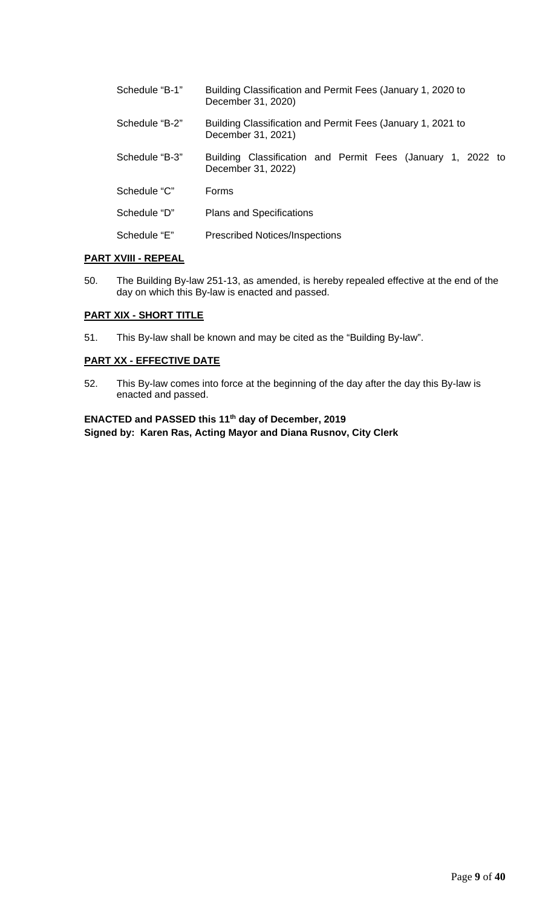| | |
|---|---|
| Schedule "B-1" | Building Classification and Permit Fees (January 1, 2020 to December 31, 2020) |
| Schedule "B-2" | Building Classification and Permit Fees (January 1, 2021 to December 31, 2021) |
| Schedule "B-3" | Building Classification and Permit Fees (January 1, 2022 to December 31, 2022) |
| Schedule "C" | Forms |
| Schedule "D" | Plans and Specifications |
| Schedule "E" | Prescribed Notices/Inspections |

**PART XVIII - REPEAL**

50. The Building By-law 251-13, as amended, is hereby repealed effective at the end of the day on which this By-law is enacted and passed.

**PART XIX - SHORT TITLE**

51. This By-law shall be known and may be cited as the "Building By-law".

**PART XX - EFFECTIVE DATE**

52. This By-law comes into force at the beginning of the day after the day this By-law is enacted and passed.

**ENACTED and PASSED this 11th day of December, 2019**
**Signed by: Karen Ras, Acting Mayor and Diana Rusnov, City Clerk**